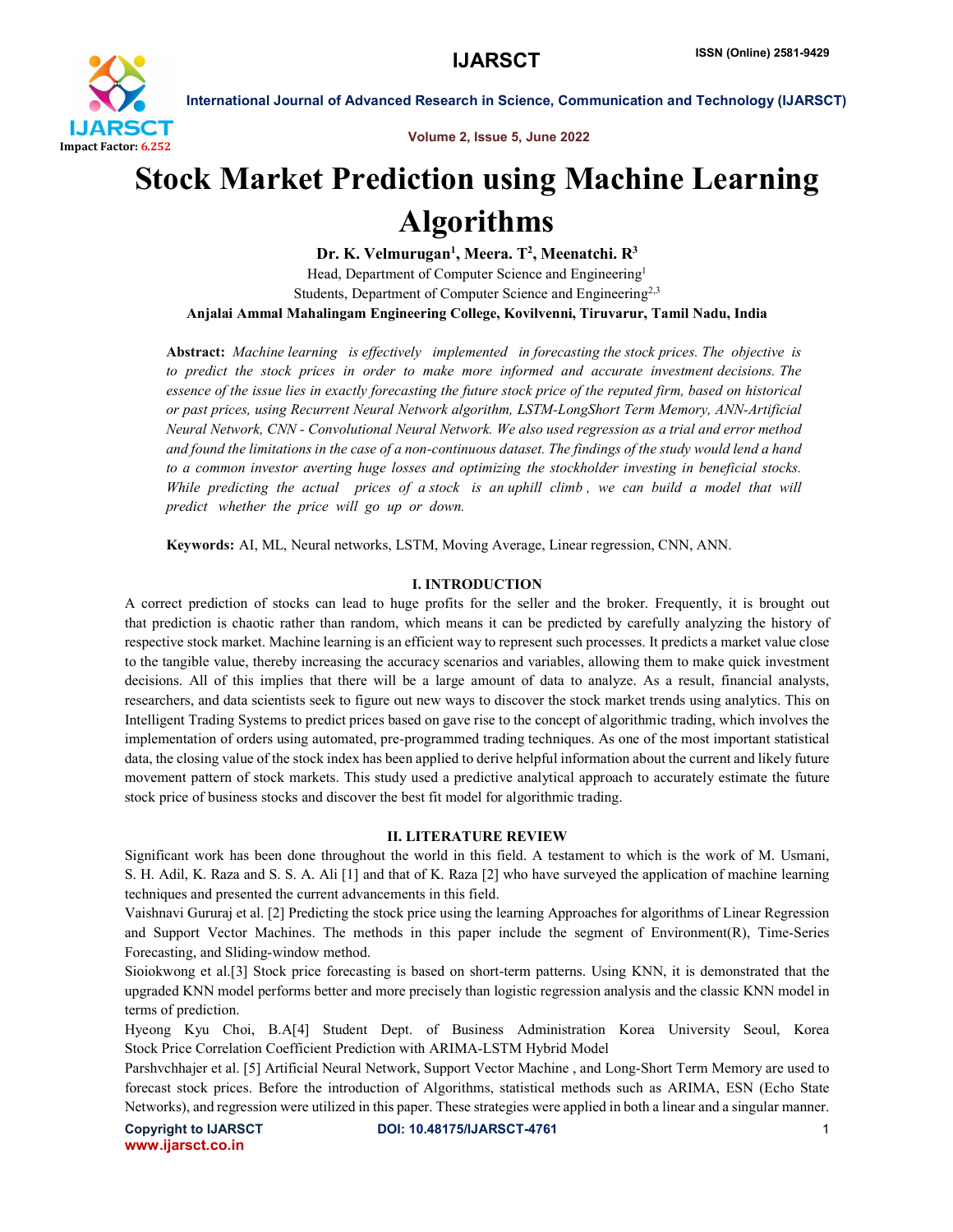# Stock Market Prediction using Machine Learning Algorithms

**Dr. K. Velmurugan[1], Meera. T[2], Meenatchi. R[3]**

Head, Department of Computer Science and Engineering[1]

Students, Department of Computer Science and Engineering[2,3]

**Anjalai Ammal Mahalingam Engineering College, Kovilvenni, Tiruvarur, Tamil Nadu, India**

**Abstract:** *Machine learning is effectively implemented in forecasting the stock prices. The objective is to predict the stock prices in order to make more informed and accurate investment decisions. The essence of the issue lies in exactly forecasting the future stock price of the reputed firm, based on historical or past prices, using Recurrent Neural Network algorithm, LSTM-LongShort Term Memory, ANN-Artificial Neural Network, CNN - Convolutional Neural Network. We also used regression as a trial and error method and found the limitations in the case of a non-continuous dataset. The findings of the study would lend a hand to a common investor averting huge losses and optimizing the stockholder investing in beneficial stocks. While predicting the actual prices of a stock is an uphill climb, we can build a model that will predict whether the price will go up or down.*

**Keywords:** AI, ML, Neural networks, LSTM, Moving Average, Linear regression, CNN, ANN.

## I. INTRODUCTION

A correct prediction of stocks can lead to huge profits for the seller and the broker. Frequently, it is brought out that prediction is chaotic rather than random, which means it can be predicted by carefully analyzing the history of respective stock market. Machine learning is an efficient way to represent such processes. It predicts a market value close to the tangible value, thereby increasing the accuracy scenarios and variables, allowing them to make quick investment decisions. All of this implies that there will be a large amount of data to analyze. As a result, financial analysts, researchers, and data scientists seek to figure out new ways to discover the stock market trends using analytics. This on Intelligent Trading Systems to predict prices based on gave rise to the concept of algorithmic trading, which involves the implementation of orders using automated, pre-programmed trading techniques. As one of the most important statistical data, the closing value of the stock index has been applied to derive helpful information about the current and likely future movement pattern of stock markets. This study used a predictive analytical approach to accurately estimate the future stock price of business stocks and discover the best fit model for algorithmic trading.

## II. LITERATURE REVIEW

Significant work has been done throughout the world in this field. A testament to which is the work of M. Usmani, S. H. Adil, K. Raza and S. S. A. Ali [1] and that of K. Raza [2] who have surveyed the application of machine learning techniques and presented the current advancements in this field.

Vaishnavi Gururaj et al. [2] Predicting the stock price using the learning Approaches for algorithms of Linear Regression and Support Vector Machines. The methods in this paper include the segment of Environment(R), Time-Series Forecasting, and Sliding-window method.

Sioiokwong et al.[3] Stock price forecasting is based on short-term patterns. Using KNN, it is demonstrated that the upgraded KNN model performs better and more precisely than logistic regression analysis and the classic KNN model in terms of prediction.

Hyeong Kyu Choi, B.A[4] Student Dept. of Business Administration Korea University Seoul, Korea Stock Price Correlation Coefficient Prediction with ARIMA-LSTM Hybrid Model

Parshvchhajer et al. [5] Artificial Neural Network, Support Vector Machine , and Long-Short Term Memory are used to forecast stock prices. Before the introduction of Algorithms, statistical methods such as ARIMA, ESN (Echo State Networks), and regression were utilized in this paper. These strategies were applied in both a linear and a singular manner.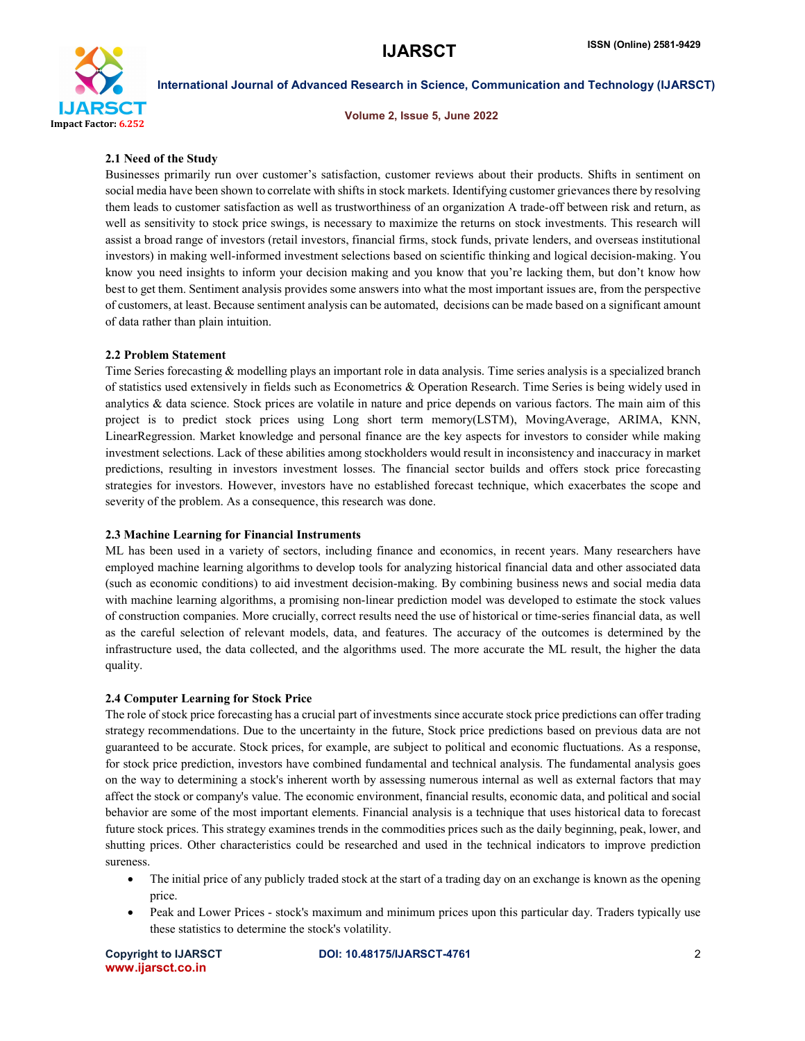### 2.1 Need of the Study

Businesses primarily run over customer's satisfaction, customer reviews about their products. Shifts in sentiment on social media have been shown to correlate with shifts in stock markets. Identifying customer grievances there by resolving them leads to customer satisfaction as well as trustworthiness of an organization A trade-off between risk and return, as well as sensitivity to stock price swings, is necessary to maximize the returns on stock investments. This research will assist a broad range of investors (retail investors, financial firms, stock funds, private lenders, and overseas institutional investors) in making well-informed investment selections based on scientific thinking and logical decision-making. You know you need insights to inform your decision making and you know that you're lacking them, but don't know how best to get them. Sentiment analysis provides some answers into what the most important issues are, from the perspective of customers, at least. Because sentiment analysis can be automated, decisions can be made based on a significant amount of data rather than plain intuition.

### 2.2 Problem Statement

Time Series forecasting & modelling plays an important role in data analysis. Time series analysis is a specialized branch of statistics used extensively in fields such as Econometrics & Operation Research. Time Series is being widely used in analytics & data science. Stock prices are volatile in nature and price depends on various factors. The main aim of this project is to predict stock prices using Long short term memory(LSTM), MovingAverage, ARIMA, KNN, LinearRegression. Market knowledge and personal finance are the key aspects for investors to consider while making investment selections. Lack of these abilities among stockholders would result in inconsistency and inaccuracy in market predictions, resulting in investors investment losses. The financial sector builds and offers stock price forecasting strategies for investors. However, investors have no established forecast technique, which exacerbates the scope and severity of the problem. As a consequence, this research was done.

### 2.3 Machine Learning for Financial Instruments

ML has been used in a variety of sectors, including finance and economics, in recent years. Many researchers have employed machine learning algorithms to develop tools for analyzing historical financial data and other associated data (such as economic conditions) to aid investment decision-making. By combining business news and social media data with machine learning algorithms, a promising non-linear prediction model was developed to estimate the stock values of construction companies. More crucially, correct results need the use of historical or time-series financial data, as well as the careful selection of relevant models, data, and features. The accuracy of the outcomes is determined by the infrastructure used, the data collected, and the algorithms used. The more accurate the ML result, the higher the data quality.

### 2.4 Computer Learning for Stock Price

The role of stock price forecasting has a crucial part of investments since accurate stock price predictions can offer trading strategy recommendations. Due to the uncertainty in the future, Stock price predictions based on previous data are not guaranteed to be accurate. Stock prices, for example, are subject to political and economic fluctuations. As a response, for stock price prediction, investors have combined fundamental and technical analysis. The fundamental analysis goes on the way to determining a stock's inherent worth by assessing numerous internal as well as external factors that may affect the stock or company's value. The economic environment, financial results, economic data, and political and social behavior are some of the most important elements. Financial analysis is a technique that uses historical data to forecast future stock prices. This strategy examines trends in the commodities prices such as the daily beginning, peak, lower, and shutting prices. Other characteristics could be researched and used in the technical indicators to improve prediction sureness.

- The initial price of any publicly traded stock at the start of a trading day on an exchange is known as the opening price.
- Peak and Lower Prices - stock's maximum and minimum prices upon this particular day. Traders typically use these statistics to determine the stock's volatility.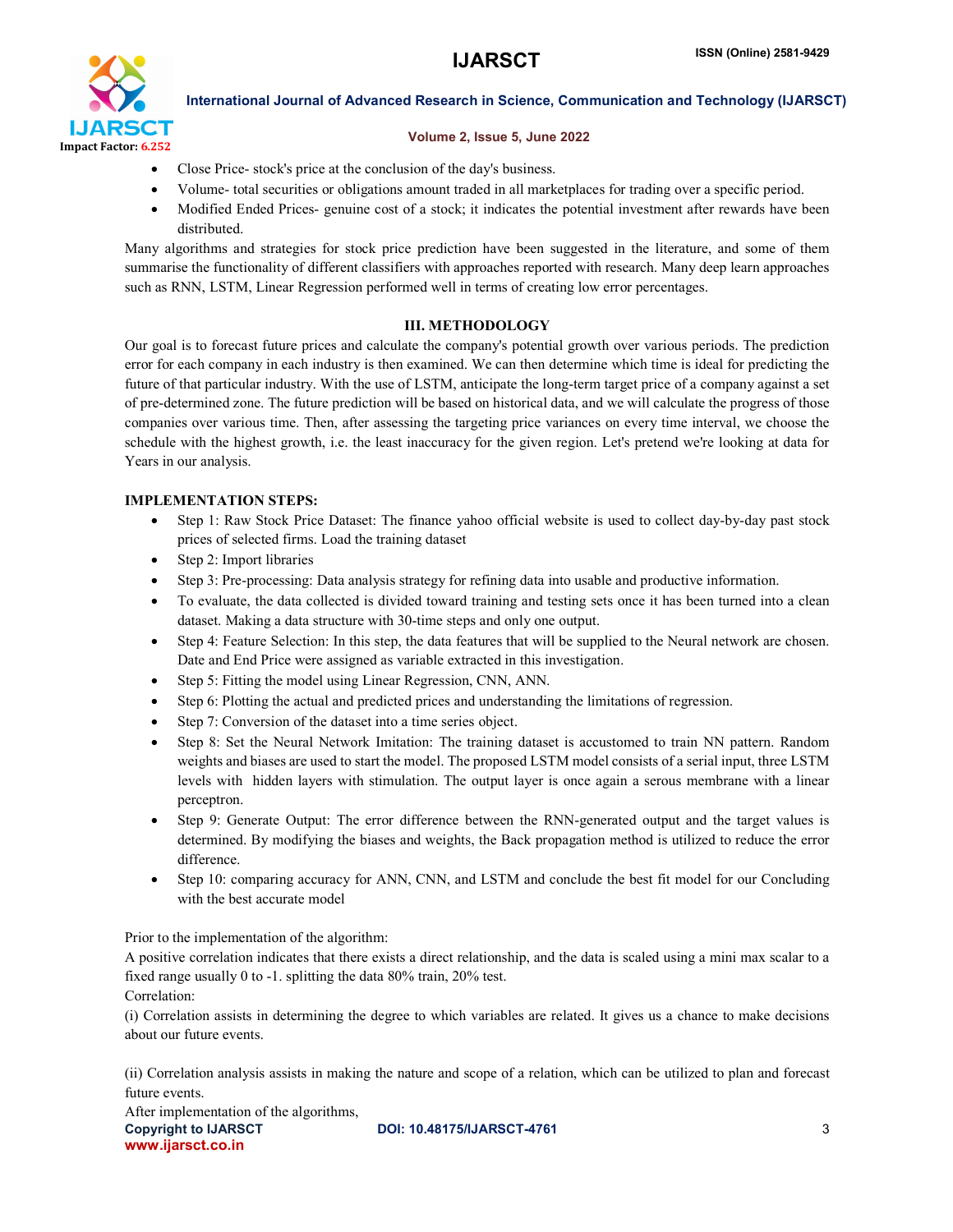- Close Price- stock's price at the conclusion of the day's business.
- Volume- total securities or obligations amount traded in all marketplaces for trading over a specific period.
- Modified Ended Prices- genuine cost of a stock; it indicates the potential investment after rewards have been distributed.

Many algorithms and strategies for stock price prediction have been suggested in the literature, and some of them summarise the functionality of different classifiers with approaches reported with research. Many deep learn approaches such as RNN, LSTM, Linear Regression performed well in terms of creating low error percentages.

## III. METHODOLOGY

Our goal is to forecast future prices and calculate the company's potential growth over various periods. The prediction error for each company in each industry is then examined. We can then determine which time is ideal for predicting the future of that particular industry. With the use of LSTM, anticipate the long-term target price of a company against a set of pre-determined zone. The future prediction will be based on historical data, and we will calculate the progress of those companies over various time. Then, after assessing the targeting price variances on every time interval, we choose the schedule with the highest growth, i.e. the least inaccuracy for the given region. Let's pretend we're looking at data for Years in our analysis.

**IMPLEMENTATION STEPS:**

- Step 1: Raw Stock Price Dataset: The finance yahoo official website is used to collect day-by-day past stock prices of selected firms. Load the training dataset
- Step 2: Import libraries
- Step 3: Pre-processing: Data analysis strategy for refining data into usable and productive information.
- To evaluate, the data collected is divided toward training and testing sets once it has been turned into a clean dataset. Making a data structure with 30-time steps and only one output.
- Step 4: Feature Selection: In this step, the data features that will be supplied to the Neural network are chosen. Date and End Price were assigned as variable extracted in this investigation.
- Step 5: Fitting the model using Linear Regression, CNN, ANN.
- Step 6: Plotting the actual and predicted prices and understanding the limitations of regression.
- Step 7: Conversion of the dataset into a time series object.
- Step 8: Set the Neural Network Imitation: The training dataset is accustomed to train NN pattern. Random weights and biases are used to start the model. The proposed LSTM model consists of a serial input, three LSTM levels with hidden layers with stimulation. The output layer is once again a serous membrane with a linear perceptron.
- Step 9: Generate Output: The error difference between the RNN-generated output and the target values is determined. By modifying the biases and weights, the Back propagation method is utilized to reduce the error difference.
- Step 10: comparing accuracy for ANN, CNN, and LSTM and conclude the best fit model for our Concluding with the best accurate model

Prior to the implementation of the algorithm:

A positive correlation indicates that there exists a direct relationship, and the data is scaled using a mini max scalar to a fixed range usually 0 to -1. splitting the data 80% train, 20% test.

Correlation:

(i) Correlation assists in determining the degree to which variables are related. It gives us a chance to make decisions about our future events.

(ii) Correlation analysis assists in making the nature and scope of a relation, which can be utilized to plan and forecast future events.

After implementation of the algorithms,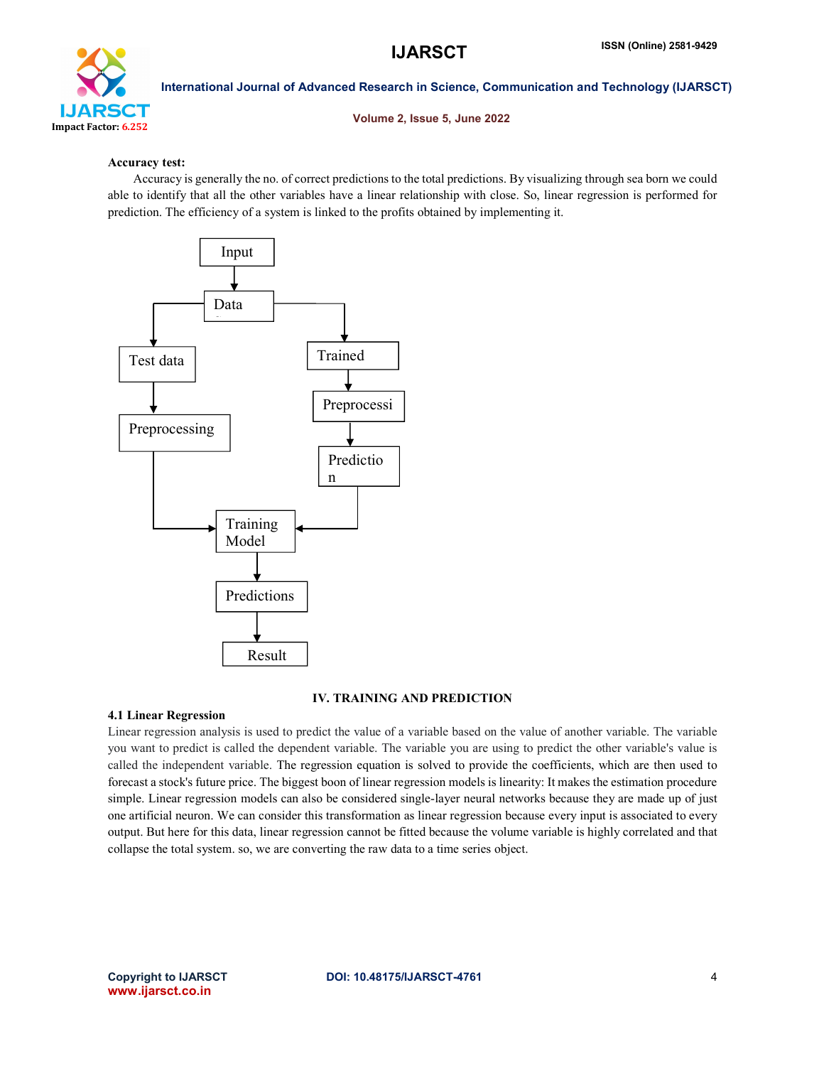**Accuracy test:**

Accuracy is generally the no. of correct predictions to the total predictions. By visualizing through sea born we could able to identify that all the other variables have a linear relationship with close. So, linear regression is performed for prediction. The efficiency of a system is linked to the profits obtained by implementing it.

Input

Data

Test data

Trained

Preprocessi

Preprocessing

Predictio
n

Training
Model

Predictions

Result

## IV. TRAINING AND PREDICTION

### 4.1 Linear Regression

Linear regression analysis is used to predict the value of a variable based on the value of another variable. The variable you want to predict is called the dependent variable. The variable you are using to predict the other variable's value is called the independent variable. The regression equation is solved to provide the coefficients, which are then used to forecast a stock's future price. The biggest boon of linear regression models is linearity: It makes the estimation procedure simple. Linear regression models can also be considered single-layer neural networks because they are made up of just one artificial neuron. We can consider this transformation as linear regression because every input is associated to every output. But here for this data, linear regression cannot be fitted because the volume variable is highly correlated and that collapse the total system. so, we are converting the raw data to a time series object.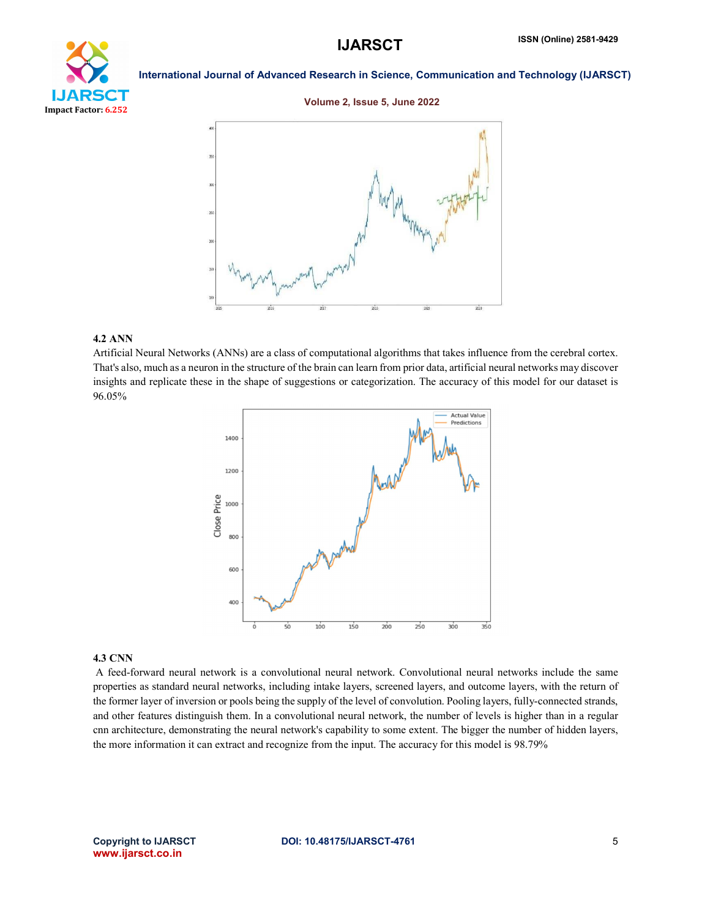### 4.2 ANN

Artificial Neural Networks (ANNs) are a class of computational algorithms that takes influence from the cerebral cortex. That's also, much as a neuron in the structure of the brain can learn from prior data, artificial neural networks may discover insights and replicate these in the shape of suggestions or categorization. The accuracy of this model for our dataset is 96.05%

### 4.3 CNN

A feed-forward neural network is a convolutional neural network. Convolutional neural networks include the same properties as standard neural networks, including intake layers, screened layers, and outcome layers, with the return of the former layer of inversion or pools being the supply of the level of convolution. Pooling layers, fully-connected strands, and other features distinguish them. In a convolutional neural network, the number of levels is higher than in a regular cnn architecture, demonstrating the neural network's capability to some extent. The bigger the number of hidden layers, the more information it can extract and recognize from the input. The accuracy for this model is 98.79%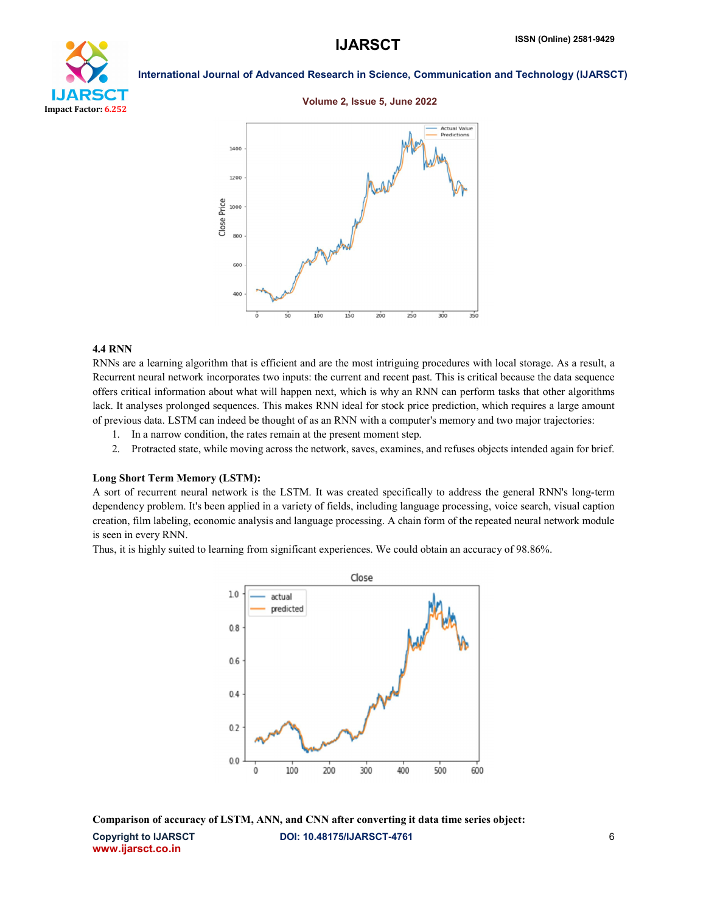### 4.4 RNN

RNNs are a learning algorithm that is efficient and are the most intriguing procedures with local storage. As a result, a Recurrent neural network incorporates two inputs: the current and recent past. This is critical because the data sequence offers critical information about what will happen next, which is why an RNN can perform tasks that other algorithms lack. It analyses prolonged sequences. This makes RNN ideal for stock price prediction, which requires a large amount of previous data. LSTM can indeed be thought of as an RNN with a computer's memory and two major trajectories:

1. In a narrow condition, the rates remain at the present moment step.
2. Protracted state, while moving across the network, saves, examines, and refuses objects intended again for brief.

**Long Short Term Memory (LSTM):**

A sort of recurrent neural network is the LSTM. It was created specifically to address the general RNN's long-term dependency problem. It's been applied in a variety of fields, including language processing, voice search, visual caption creation, film labeling, economic analysis and language processing. A chain form of the repeated neural network module is seen in every RNN.

Thus, it is highly suited to learning from significant experiences. We could obtain an accuracy of 98.86%.

**Comparison of accuracy of LSTM, ANN, and CNN after converting it data time series object:**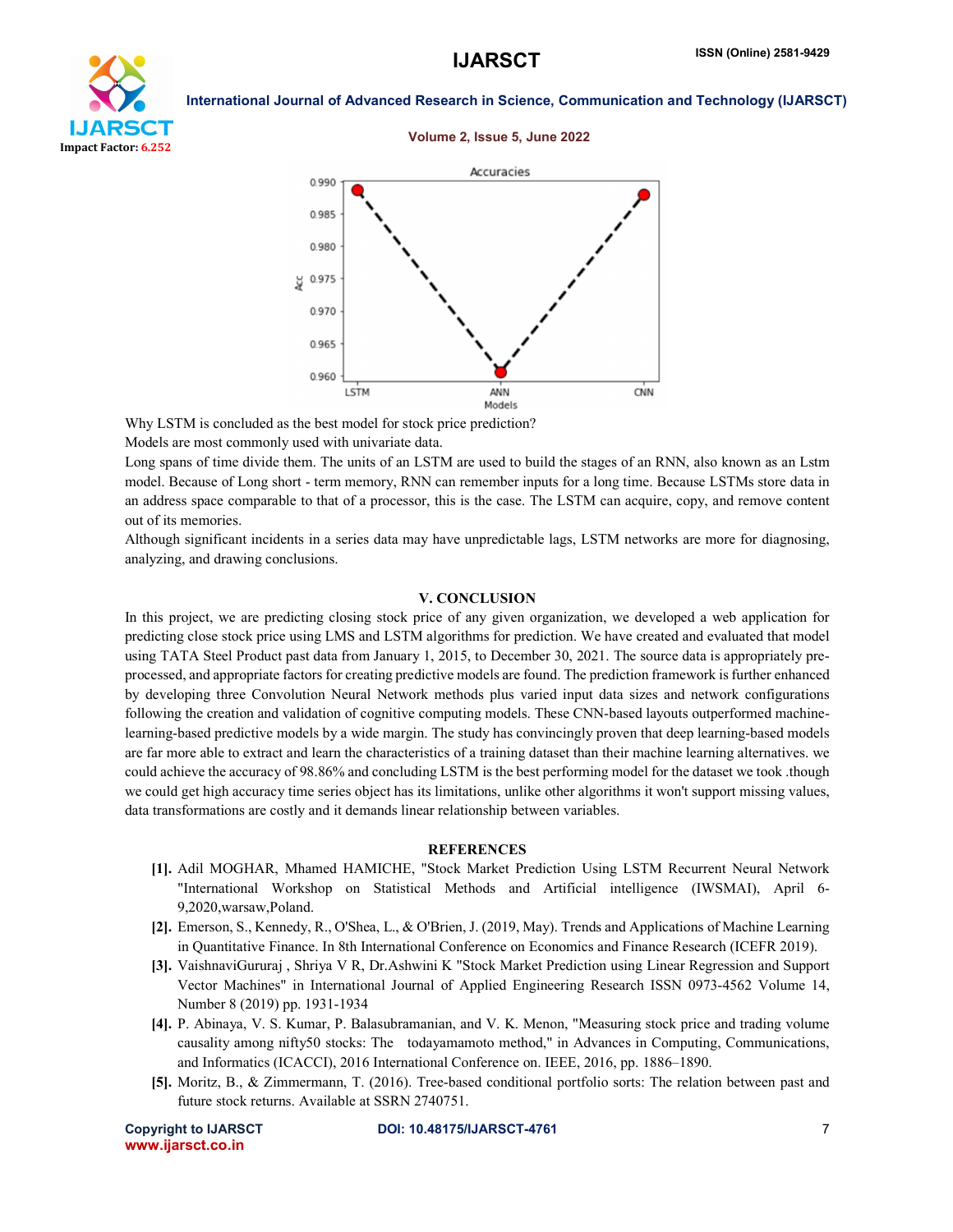Why LSTM is concluded as the best model for stock price prediction?

Models are most commonly used with univariate data.

Long spans of time divide them. The units of an LSTM are used to build the stages of an RNN, also known as an Lstm model. Because of Long short - term memory, RNN can remember inputs for a long time. Because LSTMs store data in an address space comparable to that of a processor, this is the case. The LSTM can acquire, copy, and remove content out of its memories.

Although significant incidents in a series data may have unpredictable lags, LSTM networks are more for diagnosing, analyzing, and drawing conclusions.

## V. CONCLUSION

In this project, we are predicting closing stock price of any given organization, we developed a web application for predicting close stock price using LMS and LSTM algorithms for prediction. We have created and evaluated that model using TATA Steel Product past data from January 1, 2015, to December 30, 2021. The source data is appropriately pre-processed, and appropriate factors for creating predictive models are found. The prediction framework is further enhanced by developing three Convolution Neural Network methods plus varied input data sizes and network configurations following the creation and validation of cognitive computing models. These CNN-based layouts outperformed machine-learning-based predictive models by a wide margin. The study has convincingly proven that deep learning-based models are far more able to extract and learn the characteristics of a training dataset than their machine learning alternatives. we could achieve the accuracy of 98.86% and concluding LSTM is the best performing model for the dataset we took .though we could get high accuracy time series object has its limitations, unlike other algorithms it won't support missing values, data transformations are costly and it demands linear relationship between variables.

## REFERENCES

- [1]. Adil MOGHAR, Mhamed HAMICHE, "Stock Market Prediction Using LSTM Recurrent Neural Network "International Workshop on Statistical Methods and Artificial intelligence (IWSMAI), April 6-9,2020,warsaw,Poland.
- [2]. Emerson, S., Kennedy, R., O'Shea, L., & O'Brien, J. (2019, May). Trends and Applications of Machine Learning in Quantitative Finance. In 8th International Conference on Economics and Finance Research (ICEFR 2019).
- [3]. VaishnaviGururaj , Shriya V R, Dr.Ashwini K "Stock Market Prediction using Linear Regression and Support Vector Machines" in International Journal of Applied Engineering Research ISSN 0973-4562 Volume 14, Number 8 (2019) pp. 1931-1934
- [4]. P. Abinaya, V. S. Kumar, P. Balasubramanian, and V. K. Menon, "Measuring stock price and trading volume causality among nifty50 stocks: The todayamamoto method," in Advances in Computing, Communications, and Informatics (ICACCI), 2016 International Conference on. IEEE, 2016, pp. 1886–1890.
- [5]. Moritz, B., & Zimmermann, T. (2016). Tree-based conditional portfolio sorts: The relation between past and future stock returns. Available at SSRN 2740751.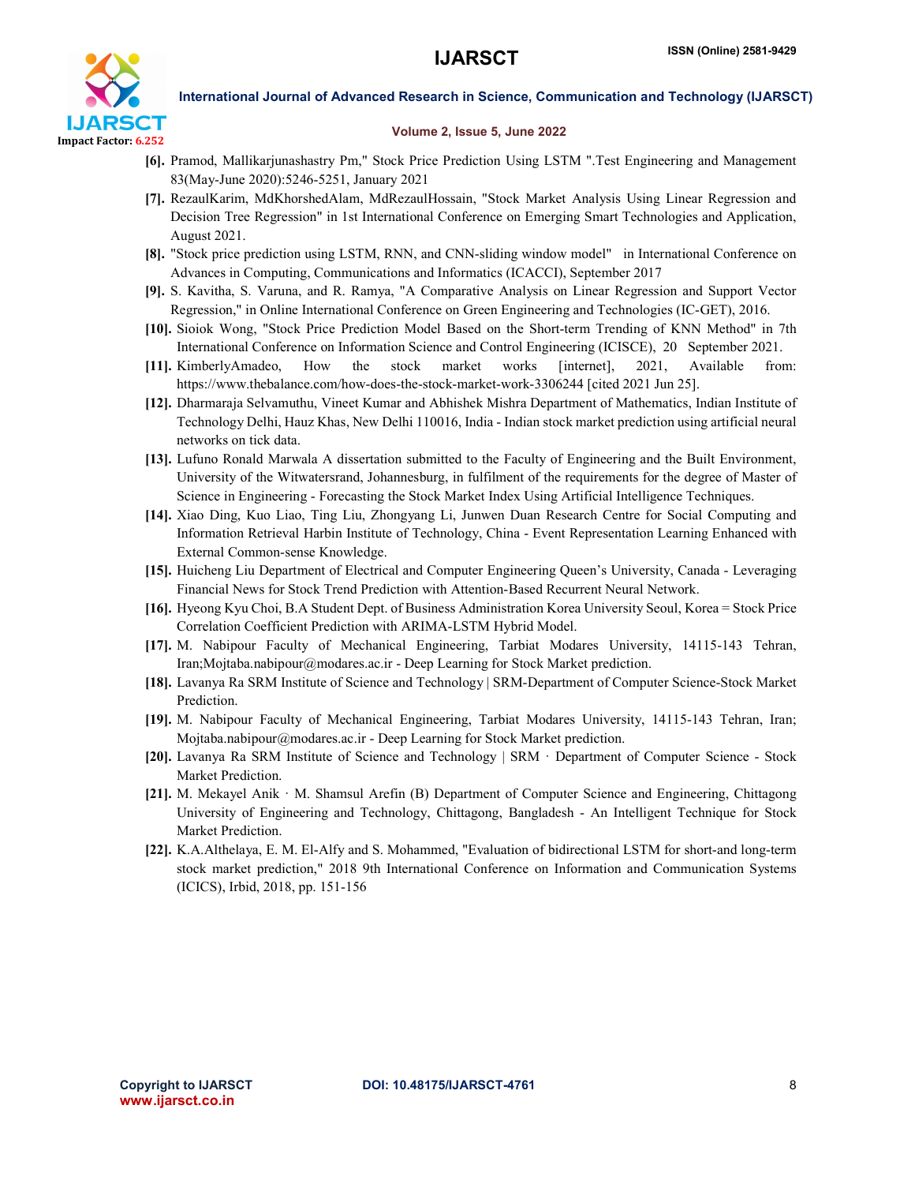[6]. Pramod, Mallikarjunashastry Pm," Stock Price Prediction Using LSTM ".Test Engineering and Management 83(May-June 2020):5246-5251, January 2021

[7]. RezaulKarim, MdKhorshedAlam, MdRezaulHossain, "Stock Market Analysis Using Linear Regression and Decision Tree Regression" in 1st International Conference on Emerging Smart Technologies and Application, August 2021.

[8]. "Stock price prediction using LSTM, RNN, and CNN-sliding window model" in International Conference on Advances in Computing, Communications and Informatics (ICACCI), September 2017

[9]. S. Kavitha, S. Varuna, and R. Ramya, "A Comparative Analysis on Linear Regression and Support Vector Regression," in Online International Conference on Green Engineering and Technologies (IC-GET), 2016.

[10]. Sioiok Wong, "Stock Price Prediction Model Based on the Short-term Trending of KNN Method" in 7th International Conference on Information Science and Control Engineering (ICISCE), 20 September 2021.

[11]. KimberlyAmadeo, How the stock market works [internet], 2021, Available from: https://www.thebalance.com/how-does-the-stock-market-work-3306244 [cited 2021 Jun 25].

[12]. Dharmaraja Selvamuthu, Vineet Kumar and Abhishek Mishra Department of Mathematics, Indian Institute of Technology Delhi, Hauz Khas, New Delhi 110016, India - Indian stock market prediction using artificial neural networks on tick data.

[13]. Lufuno Ronald Marwala A dissertation submitted to the Faculty of Engineering and the Built Environment, University of the Witwatersrand, Johannesburg, in fulfilment of the requirements for the degree of Master of Science in Engineering - Forecasting the Stock Market Index Using Artificial Intelligence Techniques.

[14]. Xiao Ding, Kuo Liao, Ting Liu, Zhongyang Li, Junwen Duan Research Centre for Social Computing and Information Retrieval Harbin Institute of Technology, China - Event Representation Learning Enhanced with External Common-sense Knowledge.

[15]. Huicheng Liu Department of Electrical and Computer Engineering Queen's University, Canada - Leveraging Financial News for Stock Trend Prediction with Attention-Based Recurrent Neural Network.

[16]. Hyeong Kyu Choi, B.A Student Dept. of Business Administration Korea University Seoul, Korea = Stock Price Correlation Coefficient Prediction with ARIMA-LSTM Hybrid Model.

[17]. M. Nabipour Faculty of Mechanical Engineering, Tarbiat Modares University, 14115-143 Tehran, Iran;Mojtaba.nabipour@modares.ac.ir - Deep Learning for Stock Market prediction.

[18]. Lavanya Ra SRM Institute of Science and Technology | SRM-Department of Computer Science-Stock Market Prediction.

[19]. M. Nabipour Faculty of Mechanical Engineering, Tarbiat Modares University, 14115-143 Tehran, Iran; Mojtaba.nabipour@modares.ac.ir - Deep Learning for Stock Market prediction.

[20]. Lavanya Ra SRM Institute of Science and Technology | SRM · Department of Computer Science - Stock Market Prediction.

[21]. M. Mekayel Anik · M. Shamsul Arefin (B) Department of Computer Science and Engineering, Chittagong University of Engineering and Technology, Chittagong, Bangladesh - An Intelligent Technique for Stock Market Prediction.

[22]. K.A.Althelaya, E. M. El-Alfy and S. Mohammed, "Evaluation of bidirectional LSTM for short-and long-term stock market prediction," 2018 9th International Conference on Information and Communication Systems (ICICS), Irbid, 2018, pp. 151-156